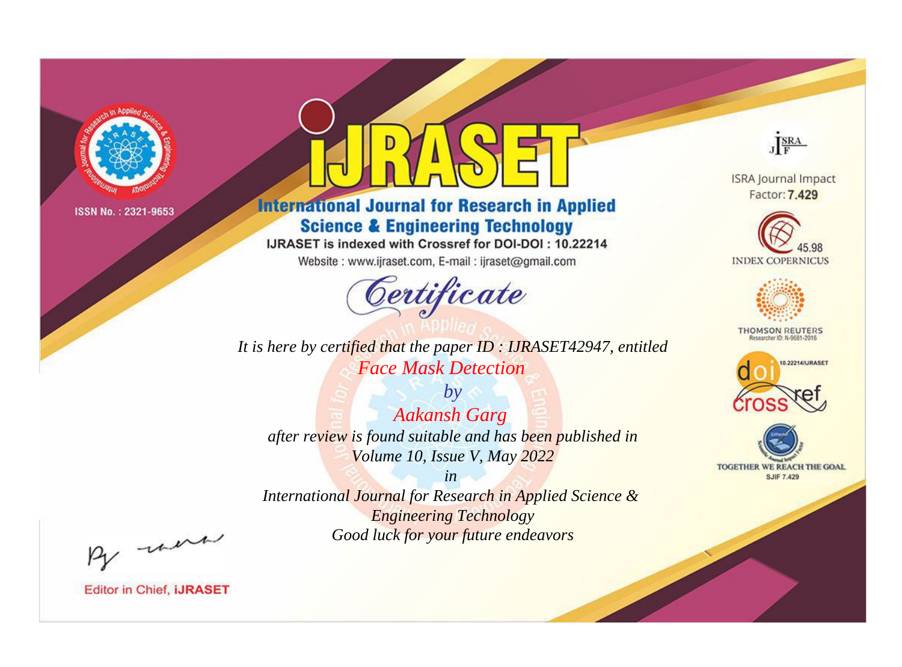ISSN No. : 2321-9653

# IJRASET

## International Journal for Research in Applied Science & Engineering Technology

IJRASET is indexed with Crossref for DOI-DOI : 10.22214

Website : www.ijraset.com, E-mail : ijraset@gmail.com

# Certificate

*It is here by certified that the paper ID : IJRASET42947, entitled*

*Face Mask Detection*

*by*

*Aakansh Garg*

*after review is found suitable and has been published in*

*Volume 10, Issue V, May 2022*

*in*

*International Journal for Research in Applied Science & Engineering Technology*

*Good luck for your future endeavors*

ISRA Journal Impact Factor: **7.429**

45.98 INDEX COPERNICUS

THOMSON REUTERS Researcher ID: N-9681-2016

10.22214/IJRASET

TOGETHER WE REACH THE GOAL SJIF 7.429

Editor in Chief, **IJRASET**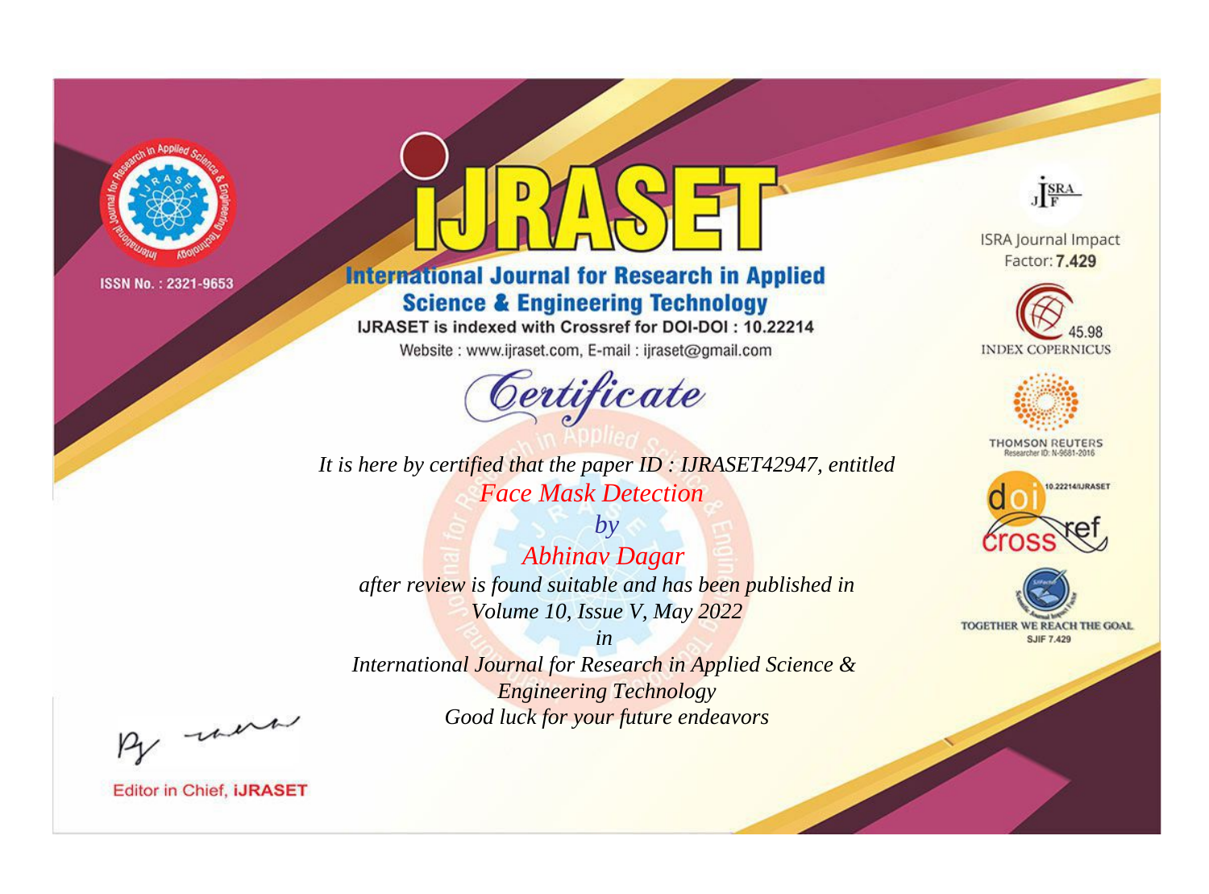ISSN No. : 2321-9653

# iJRASET

## International Journal for Research in Applied Science & Engineering Technology

IJRASET is indexed with Crossref for DOI-DOI : 10.22214

Website : www.ijraset.com, E-mail : ijraset@gmail.com

ISRA Journal Impact Factor: **7.429**

45.98 INDEX COPERNICUS

THOMSON REUTERS Researcher ID: N-9681-2016

10.22214/IJRASET

TOGETHER WE REACH THE GOAL SJIF 7.429

## *Certificate*

*It is here by certified that the paper ID : IJRASET42947, entitled*

*Face Mask Detection*

*by*

*Abhinav Dagar*

*after review is found suitable and has been published in*

*Volume 10, Issue V, May 2022*

*in*

*International Journal for Research in Applied Science & Engineering Technology*

*Good luck for your future endeavors*

Editor in Chief, **iJRASET**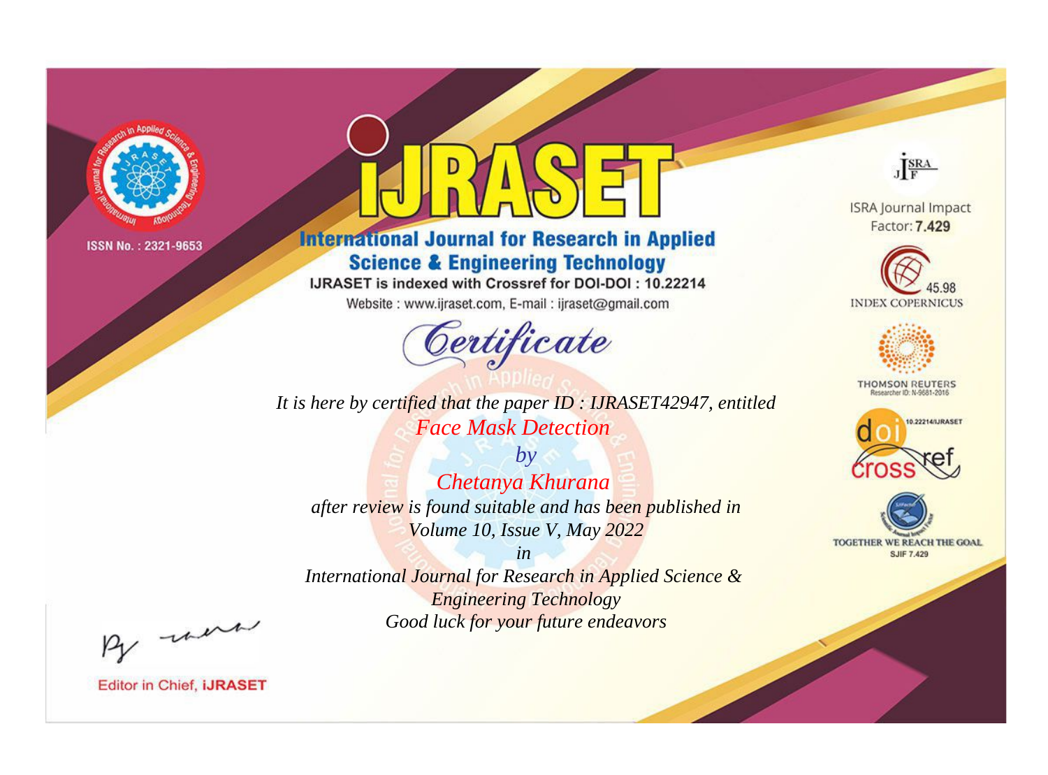ISSN No. : 2321-9653

# iJRASET

## International Journal for Research in Applied Science & Engineering Technology

IJRASET is indexed with Crossref for DOI-DOI : 10.22214

Website : www.ijraset.com, E-mail : ijraset@gmail.com

ISRA Journal Impact Factor: **7.429**

45.98 INDEX COPERNICUS

THOMSON REUTERS Researcher ID: N-9681-2016

10.22214/IJRASET

TOGETHER WE REACH THE GOAL SJIF 7.429

# *Certificate*

*It is here by certified that the paper ID : IJRASET42947, entitled*

*Face Mask Detection*

*by*

*Chetanya Khurana*

*after review is found suitable and has been published in*

*Volume 10, Issue V, May 2022*

*in*

*International Journal for Research in Applied Science & Engineering Technology*

*Good luck for your future endeavors*

Editor in Chief, **iJRASET**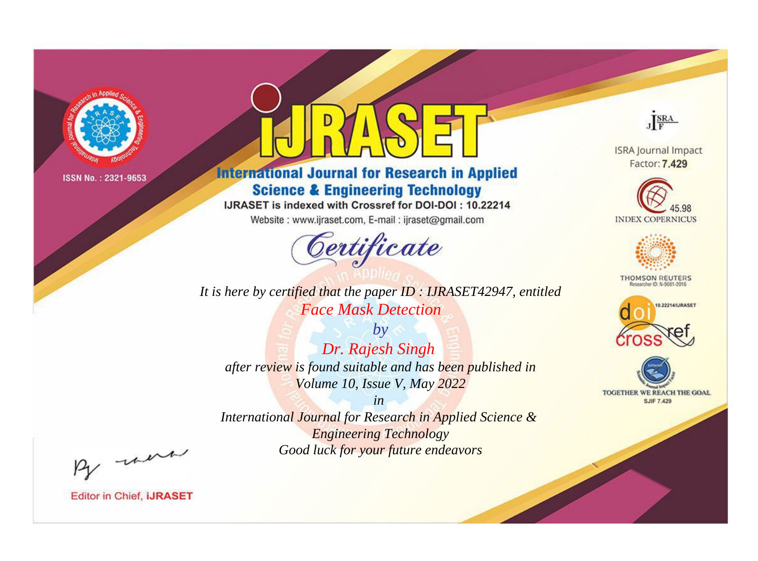ISSN No. : 2321-9653

# International Journal for Research in Applied Science & Engineering Technology

IJRASET is indexed with Crossref for DOI-DOI : 10.22214

Website : www.ijraset.com, E-mail : ijraset@gmail.com

## *Certificate*

*It is here by certified that the paper ID : IJRASET42947, entitled*

*Face Mask Detection*

*by*

*Dr. Rajesh Singh*

*after review is found suitable and has been published in*

*Volume 10, Issue V, May 2022*

*in*

*International Journal for Research in Applied Science & Engineering Technology*

*Good luck for your future endeavors*

ISRA Journal Impact Factor: **7.429**

45.98 INDEX COPERNICUS

THOMSON REUTERS
Researcher ID: N-9681-2016

10.22214/IJRASET

TOGETHER WE REACH THE GOAL
SJIF 7.429

Editor in Chief, **iJRASET**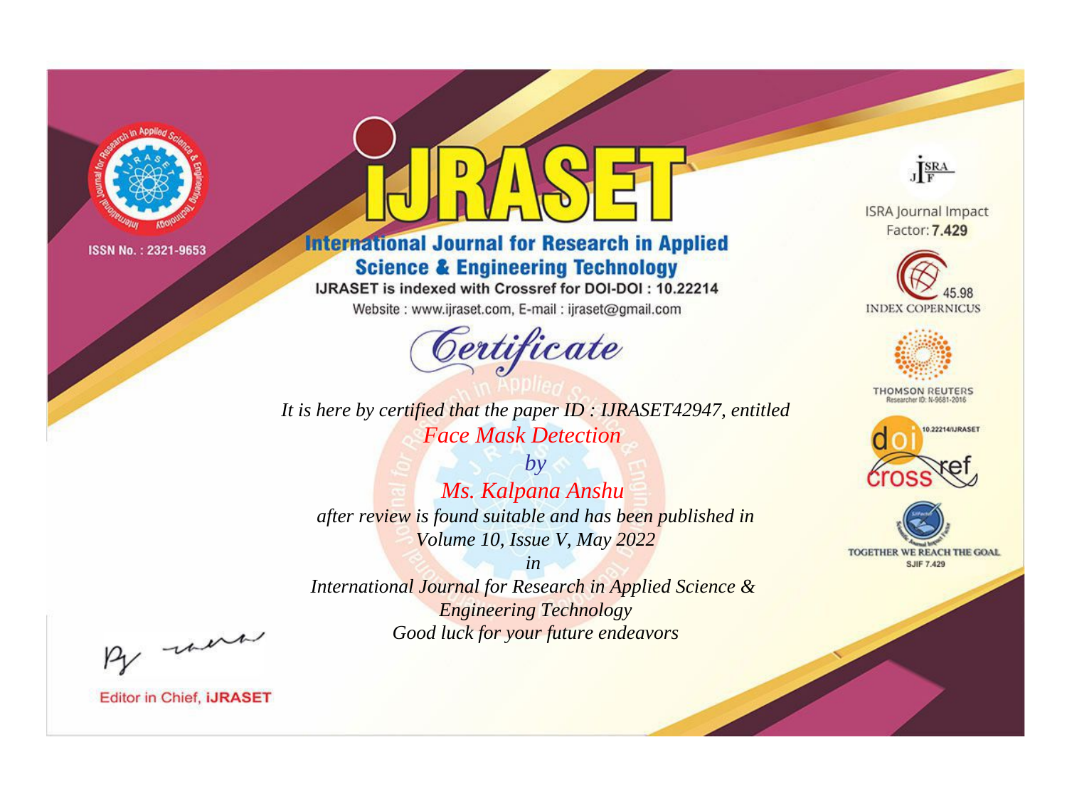ISSN No. : 2321-9653

# IJRASET

## International Journal for Research in Applied Science & Engineering Technology

IJRASET is indexed with Crossref for DOI-DOI : 10.22214

Website : www.ijraset.com, E-mail : ijraset@gmail.com

*Certificate*

*It is here by certified that the paper ID : IJRASET42947, entitled*

*Face Mask Detection*

*by*

*Ms. Kalpana Anshu*

*after review is found suitable and has been published in*

*Volume 10, Issue V, May 2022*

*in*

*International Journal for Research in Applied Science & Engineering Technology*

*Good luck for your future endeavors*

ISRA Journal Impact Factor: **7.429**

45.98 INDEX COPERNICUS

THOMSON REUTERS
Researcher ID: N-9681-2016

10.22214/IJRASET

TOGETHER WE REACH THE GOAL
SJIF 7.429

Editor in Chief, **iJRASET**